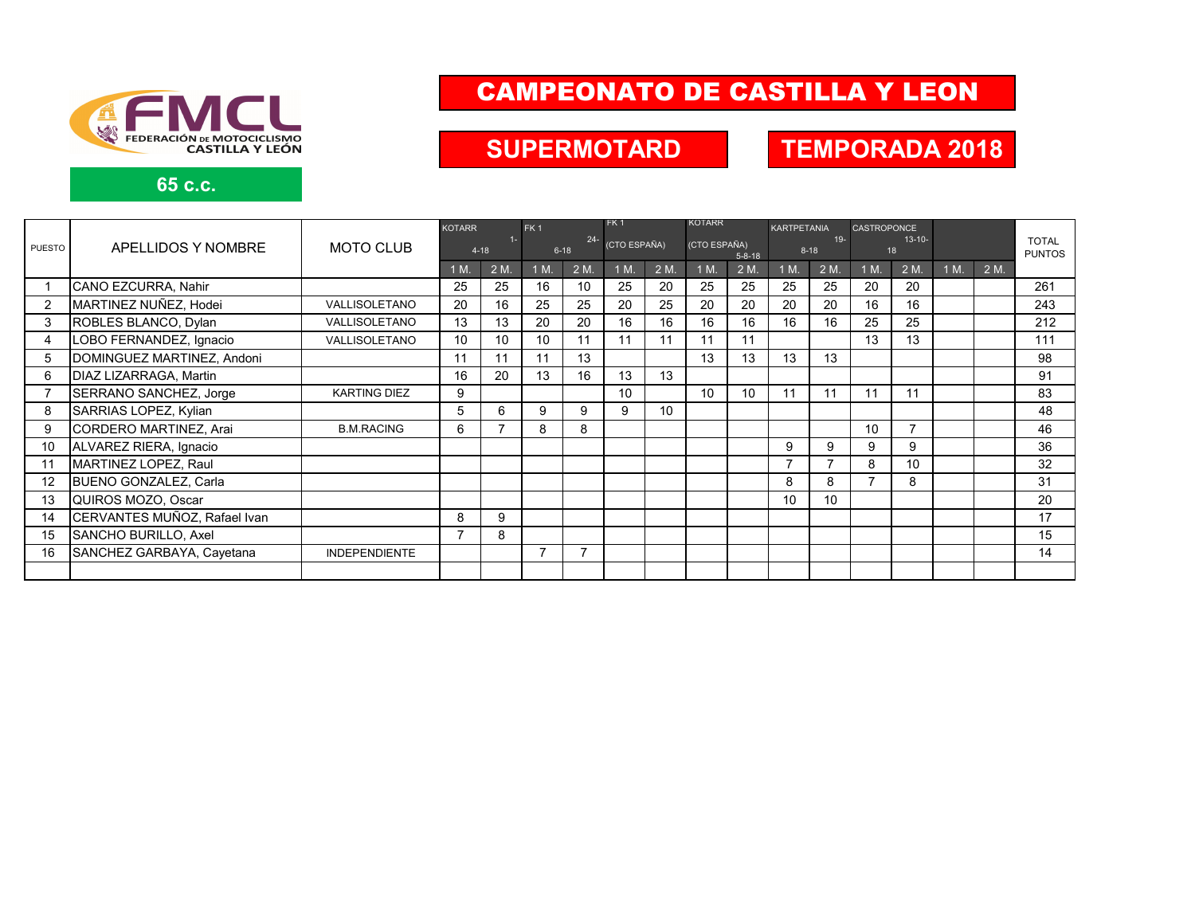FMCL
FEDERACIÓN DE MOTOCICLISMO CASTILLA Y LEÓN

# CAMPEONATO DE CASTILLA Y LEON

## SUPERMOTARD

## TEMPORADA 2018

### 65 c.c.

| PUESTO | APELLIDOS Y NOMBRE | MOTO CLUB | KOTARR 1-4-18 | | FK 1 24-6-18 | | FK 1 (CTO ESPAÑA) | | KOTARR (CTO ESPAÑA) 5-8-18 | | KARTPETANIA 19-8-18 | | CASTROPONCE 13-10-18 | | | | TOTAL PUNTOS |
|---|---|---|---|---|---|---|---|---|---|---|---|---|---|---|---|---|---|
| | | | 1 M. | 2 M. | 1 M. | 2 M. | 1 M. | 2 M. | 1 M. | 2 M. | 1 M. | 2 M. | 1 M. | 2 M. | 1 M. | 2 M. | |
| 1 | CANO EZCURRA, Nahir | | 25 | 25 | 16 | 10 | 25 | 20 | 25 | 25 | 25 | 25 | 20 | 20 | | | 261 |
| 2 | MARTINEZ NUÑEZ, Hodei | VALLISOLETANO | 20 | 16 | 25 | 25 | 20 | 25 | 20 | 20 | 20 | 20 | 16 | 16 | | | 243 |
| 3 | ROBLES BLANCO, Dylan | VALLISOLETANO | 13 | 13 | 20 | 20 | 16 | 16 | 16 | 16 | 16 | 16 | 25 | 25 | | | 212 |
| 4 | LOBO FERNANDEZ, Ignacio | VALLISOLETANO | 10 | 10 | 10 | 11 | 11 | 11 | 11 | 11 | | | 13 | 13 | | | 111 |
| 5 | DOMINGUEZ MARTINEZ, Andoni | | 11 | 11 | 11 | 13 | | | 13 | 13 | 13 | 13 | | | | | 98 |
| 6 | DIAZ LIZARRAGA, Martin | | 16 | 20 | 13 | 16 | 13 | 13 | | | | | | | | | 91 |
| 7 | SERRANO SANCHEZ, Jorge | KARTING DIEZ | 9 | | | | 10 | | 10 | 10 | 11 | 11 | 11 | 11 | | | 83 |
| 8 | SARRIAS LOPEZ, Kylian | | 5 | 6 | 9 | 9 | 9 | 10 | | | | | | | | | 48 |
| 9 | CORDERO MARTINEZ, Arai | B.M.RACING | 6 | 7 | 8 | 8 | | | | | | | 10 | 7 | | | 46 |
| 10 | ALVAREZ RIERA, Ignacio | | | | | | | | | | 9 | 9 | 9 | 9 | | | 36 |
| 11 | MARTINEZ LOPEZ, Raul | | | | | | | | | | 7 | 7 | 8 | 10 | | | 32 |
| 12 | BUENO GONZALEZ, Carla | | | | | | | | | | 8 | 8 | 7 | 8 | | | 31 |
| 13 | QUIROS MOZO, Oscar | | | | | | | | | | 10 | 10 | | | | | 20 |
| 14 | CERVANTES MUÑOZ, Rafael Ivan | | 8 | 9 | | | | | | | | | | | | | 17 |
| 15 | SANCHO BURILLO, Axel | | 7 | 8 | | | | | | | | | | | | | 15 |
| 16 | SANCHEZ GARBAYA, Cayetana | INDEPENDIENTE | | | 7 | 7 | | | | | | | | | | | 14 |
| | | | | | | | | | | | | | | | | | |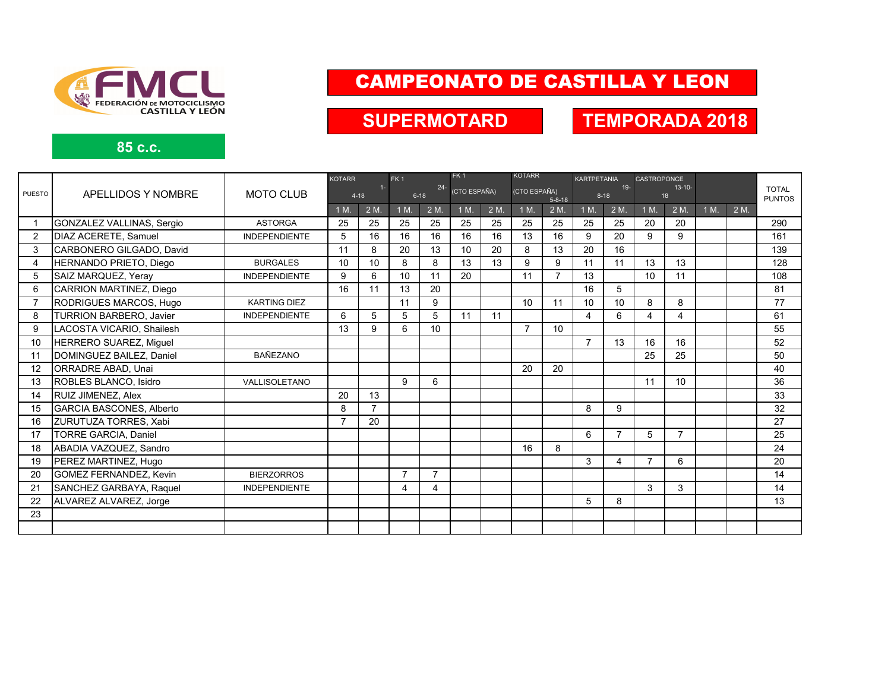# CAMPEONATO DE CASTILLA Y LEON

## SUPERMOTARD

## TEMPORADA 2018

### 85 c.c.

| PUESTO | APELLIDOS Y NOMBRE | MOTO CLUB | KOTARR 1-4-18 | | FK 1 24-6-18 | | FK 1 (CTO ESPAÑA) | | KOTARR (CTO ESPAÑA) 5-8-18 | | KARTPETANIA 19-8-18 | | CASTROPONCE 13-10-18 | | | | TOTAL PUNTOS |
|---|---|---|---|---|---|---|---|---|---|---|---|---|---|---|---|---|---|
| | | | 1 M. | 2 M. | 1 M. | 2 M. | 1 M. | 2 M. | 1 M. | 2 M. | 1 M. | 2 M. | 1 M. | 2 M. | 1 M. | 2 M. | |
| 1 | GONZALEZ VALLINAS, Sergio | ASTORGA | 25 | 25 | 25 | 25 | 25 | 25 | 25 | 25 | 25 | 25 | 20 | 20 | | | 290 |
| 2 | DIAZ ACERETE, Samuel | INDEPENDIENTE | 5 | 16 | 16 | 16 | 16 | 16 | 13 | 16 | 9 | 20 | 9 | 9 | | | 161 |
| 3 | CARBONERO GILGADO, David | | 11 | 8 | 20 | 13 | 10 | 20 | 8 | 13 | 20 | 16 | | | | | 139 |
| 4 | HERNANDO PRIETO, Diego | BURGALES | 10 | 10 | 8 | 8 | 13 | 13 | 9 | 9 | 11 | 11 | 13 | 13 | | | 128 |
| 5 | SAIZ MARQUEZ, Yeray | INDEPENDIENTE | 9 | 6 | 10 | 11 | 20 | | 11 | 7 | 13 | | 10 | 11 | | | 108 |
| 6 | CARRION MARTINEZ, Diego | | 16 | 11 | 13 | 20 | | | | | 16 | 5 | | | | | 81 |
| 7 | RODRIGUES MARCOS, Hugo | KARTING DIEZ | | | 11 | 9 | | | 10 | 11 | 10 | 10 | 8 | 8 | | | 77 |
| 8 | TURRION BARBERO, Javier | INDEPENDIENTE | 6 | 5 | 5 | 5 | 11 | 11 | | | 4 | 6 | 4 | 4 | | | 61 |
| 9 | LACOSTA VICARIO, Shailesh | | 13 | 9 | 6 | 10 | | | 7 | 10 | | | | | | | 55 |
| 10 | HERRERO SUAREZ, Miguel | | | | | | | | | | 7 | 13 | 16 | 16 | | | 52 |
| 11 | DOMINGUEZ BAILEZ, Daniel | BAÑEZANO | | | | | | | | | | | 25 | 25 | | | 50 |
| 12 | ORRADRE ABAD, Unai | | | | | | | | 20 | 20 | | | | | | | 40 |
| 13 | ROBLES BLANCO, Isidro | VALLISOLETANO | | | 9 | 6 | | | | | | | 11 | 10 | | | 36 |
| 14 | RUIZ JIMENEZ, Alex | | 20 | 13 | | | | | | | | | | | | | 33 |
| 15 | GARCIA BASCONES, Alberto | | 8 | 7 | | | | | | | 8 | 9 | | | | | 32 |
| 16 | ZURUTUZA TORRES, Xabi | | 7 | 20 | | | | | | | | | | | | | 27 |
| 17 | TORRE GARCIA, Daniel | | | | | | | | | | 6 | 7 | 5 | 7 | | | 25 |
| 18 | ABADIA VAZQUEZ, Sandro | | | | | | | | 16 | 8 | | | | | | | 24 |
| 19 | PEREZ MARTINEZ, Hugo | | | | | | | | | | 3 | 4 | 7 | 6 | | | 20 |
| 20 | GOMEZ FERNANDEZ, Kevin | BIERZORROS | | | 7 | 7 | | | | | | | | | | | 14 |
| 21 | SANCHEZ GARBAYA, Raquel | INDEPENDIENTE | | | 4 | 4 | | | | | | | 3 | 3 | | | 14 |
| 22 | ALVAREZ ALVAREZ, Jorge | | | | | | | | | | 5 | 8 | | | | | 13 |
| 23 | | | | | | | | | | | | | | | | | |
| | | | | | | | | | | | | | | | | | |